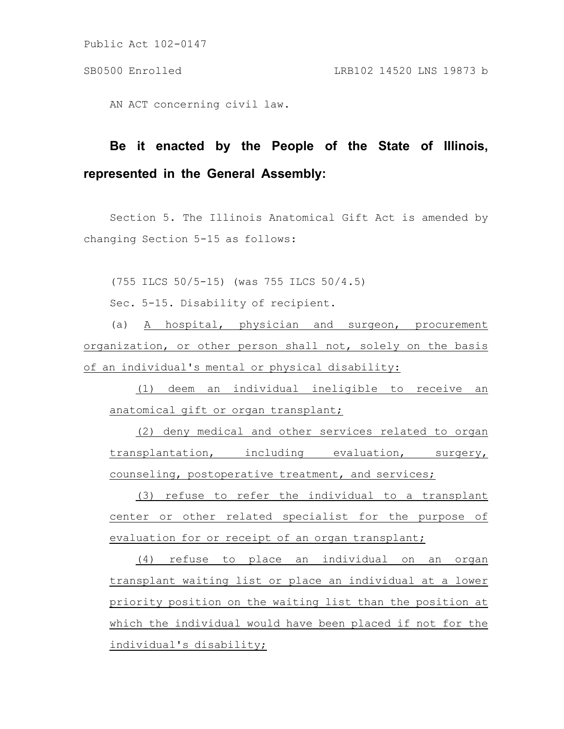Public Act 102-0147

SB0500 Enrolled LRB102 14520 LNS 19873 b

AN ACT concerning civil law.

**Be it enacted by the People of the State of Illinois, represented in the General Assembly:**

Section 5. The Illinois Anatomical Gift Act is amended by changing Section 5-15 as follows:

(755 ILCS 50/5-15) (was 755 ILCS 50/4.5)

Sec. 5-15. Disability of recipient.

(a) A hospital, physician and surgeon, procurement organization, or other person shall not, solely on the basis of an individual's mental or physical disability:

(1) deem an individual ineligible to receive an anatomical gift or organ transplant;

(2) deny medical and other services related to organ transplantation, including evaluation, surgery, counseling, postoperative treatment, and services;

(3) refuse to refer the individual to a transplant center or other related specialist for the purpose of evaluation for or receipt of an organ transplant;

(4) refuse to place an individual on an organ transplant waiting list or place an individual at a lower priority position on the waiting list than the position at which the individual would have been placed if not for the individual's disability;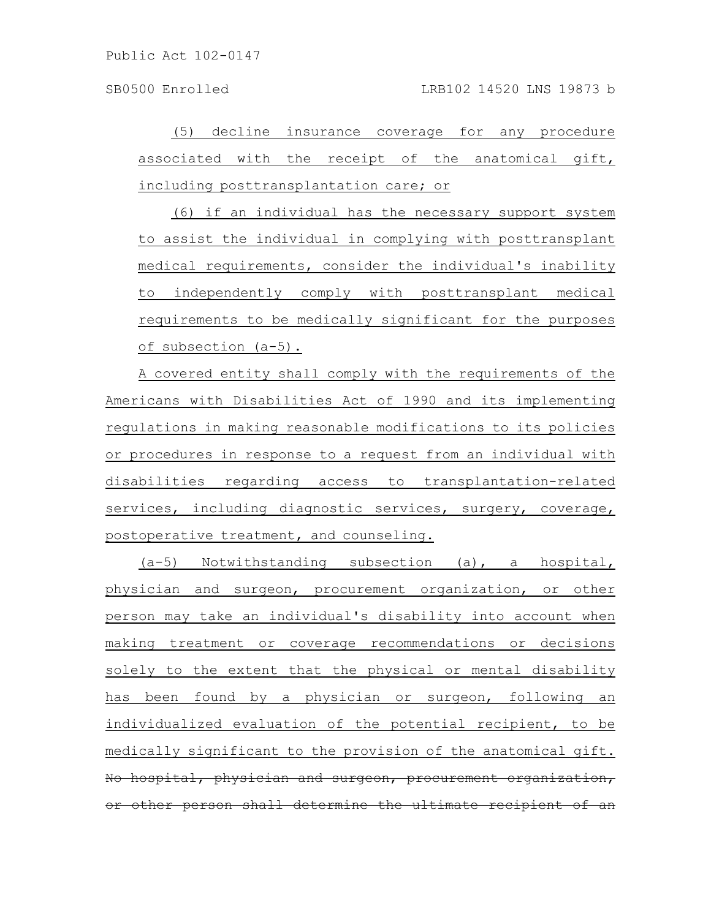(5) decline insurance coverage for any procedure associated with the receipt of the anatomical gift, including posttransplantation care; or

(6) if an individual has the necessary support system to assist the individual in complying with posttransplant medical requirements, consider the individual's inability to independently comply with posttransplant medical requirements to be medically significant for the purposes of subsection (a-5).

A covered entity shall comply with the requirements of the Americans with Disabilities Act of 1990 and its implementing regulations in making reasonable modifications to its policies or procedures in response to a request from an individual with disabilities regarding access to transplantation-related services, including diagnostic services, surgery, coverage, postoperative treatment, and counseling.

(a-5) Notwithstanding subsection (a), a hospital, physician and surgeon, procurement organization, or other person may take an individual's disability into account when making treatment or coverage recommendations or decisions solely to the extent that the physical or mental disability has been found by a physician or surgeon, following an individualized evaluation of the potential recipient, to be medically significant to the provision of the anatomical gift. ~~No hospital, physician and surgeon, procurement organization, or other person shall determine the ultimate recipient of an~~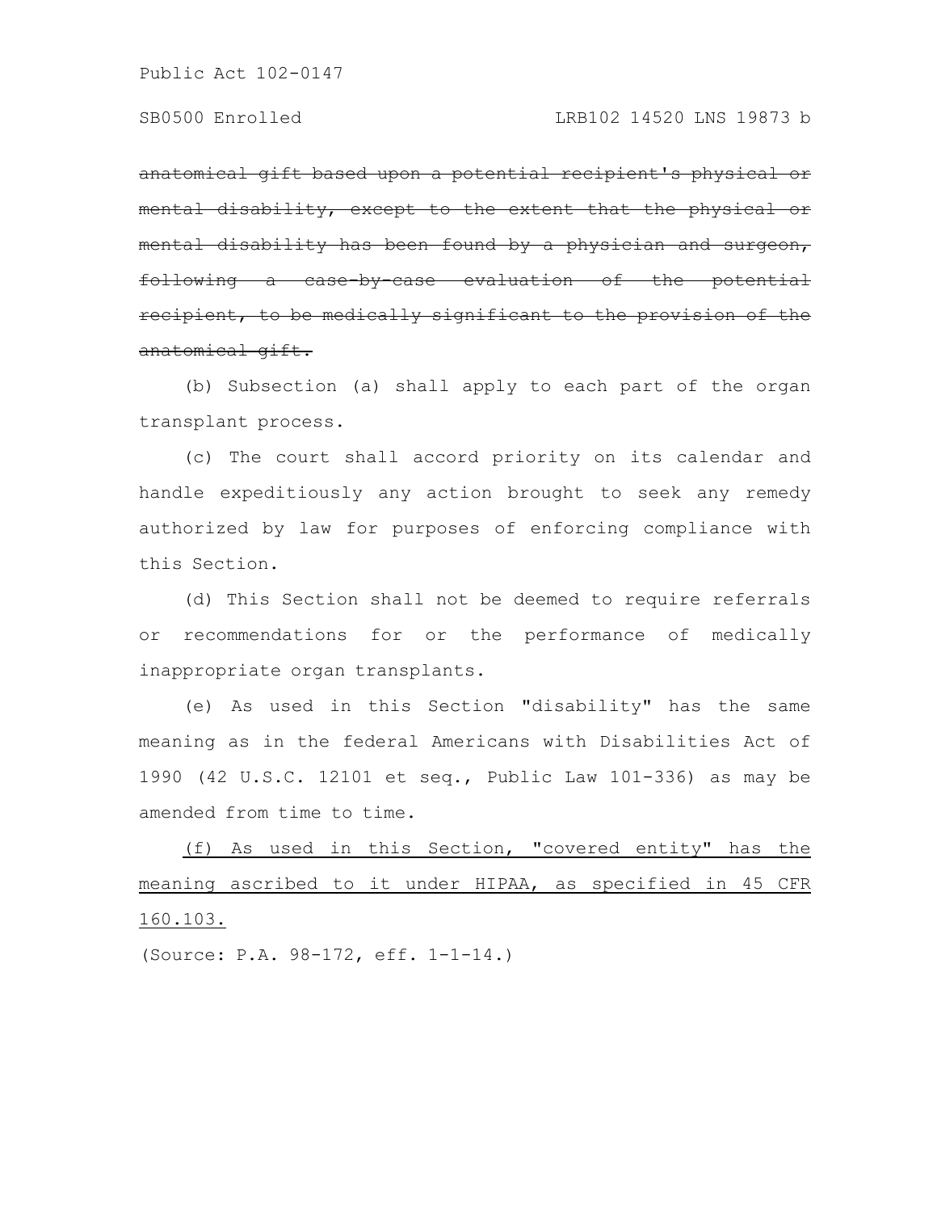~~anatomical gift based upon a potential recipient's physical or mental disability, except to the extent that the physical or mental disability has been found by a physician and surgeon, following a case-by-case evaluation of the potential recipient, to be medically significant to the provision of the anatomical gift.~~

(b) Subsection (a) shall apply to each part of the organ transplant process.

(c) The court shall accord priority on its calendar and handle expeditiously any action brought to seek any remedy authorized by law for purposes of enforcing compliance with this Section.

(d) This Section shall not be deemed to require referrals or recommendations for or the performance of medically inappropriate organ transplants.

(e) As used in this Section "disability" has the same meaning as in the federal Americans with Disabilities Act of 1990 (42 U.S.C. 12101 et seq., Public Law 101-336) as may be amended from time to time.

<u>(f) As used in this Section, "covered entity" has the meaning ascribed to it under HIPAA, as specified in 45 CFR 160.103.</u>

(Source: P.A. 98-172, eff. 1-1-14.)